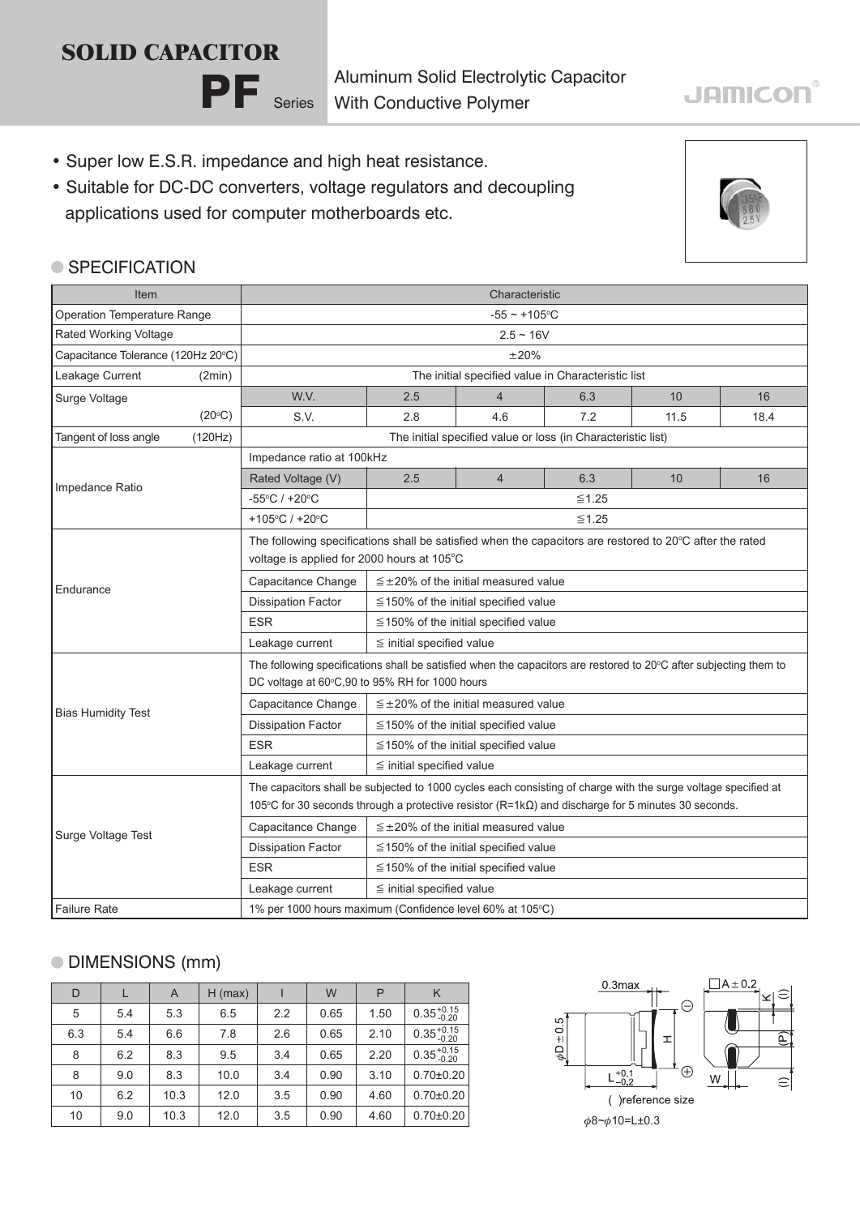# SOLID CAPACITOR

## PF Series

Aluminum Solid Electrolytic Capacitor With Conductive Polymer

JAMICON

- Super low E.S.R. impedance and high heat resistance.
- Suitable for DC-DC converters, voltage regulators and decoupling applications used for computer motherboards etc.

## SPECIFICATION

| Item | Characteristic | | | | | |
|---|---|---|---|---|---|---|
| Operation Temperature Range | -55 ~ +105°C | | | | | |
| Rated Working Voltage | 2.5 ~ 16V | | | | | |
| Capacitance Tolerance (120Hz 20°C) | ±20% | | | | | |
| Leakage Current (2min) | The initial specified value in Characteristic list | | | | | |
| Surge Voltage | W.V. | 2.5 | 4 | 6.3 | 10 | 16 |
| (20°C) | S.V. | 2.8 | 4.6 | 7.2 | 11.5 | 18.4 |
| Tangent of loss angle (120Hz) | The initial specified value or loss (in Characteristic list) | | | | | |
| Impedance Ratio | Impedance ratio at 100kHz | | | | | |
| | Rated Voltage (V) | 2.5 | 4 | 6.3 | 10 | 16 |
| | -55°C / +20°C | ≦1.25 | | | | |
| | +105°C / +20°C | ≦1.25 | | | | |
| Endurance | The following specifications shall be satisfied when the capacitors are restored to 20°C after the rated voltage is applied for 2000 hours at 105°C | | | | | |
| | Capacitance Change | ≦±20% of the initial measured value | | | | |
| | Dissipation Factor | ≦150% of the initial specified value | | | | |
| | ESR | ≦150% of the initial specified value | | | | |
| | Leakage current | ≦ initial specified value | | | | |
| Bias Humidity Test | The following specifications shall be satisfied when the capacitors are restored to 20°C after subjecting them to DC voltage at 60°C,90 to 95% RH for 1000 hours | | | | | |
| | Capacitance Change | ≦±20% of the initial measured value | | | | |
| | Dissipation Factor | ≦150% of the initial specified value | | | | |
| | ESR | ≦150% of the initial specified value | | | | |
| | Leakage current | ≦ initial specified value | | | | |
| Surge Voltage Test | The capacitors shall be subjected to 1000 cycles each consisting of charge with the surge voltage specified at 105°C for 30 seconds through a protective resistor (R=1kΩ) and discharge for 5 minutes 30 seconds. | | | | | |
| | Capacitance Change | ≦±20% of the initial measured value | | | | |
| | Dissipation Factor | ≦150% of the initial specified value | | | | |
| | ESR | ≦150% of the initial specified value | | | | |
| | Leakage current | ≦ initial specified value | | | | |
| Failure Rate | 1% per 1000 hours maximum (Confidence level 60% at 105°C) | | | | | |

## DIMENSIONS (mm)

| D | L | A | H (max) | I | W | P | K |
|---|---|---|---|---|---|---|---|
| 5 | 5.4 | 5.3 | 6.5 | 2.2 | 0.65 | 1.50 | $0.35^{+0.15}_{-0.20}$ |
| 6.3 | 5.4 | 6.6 | 7.8 | 2.6 | 0.65 | 2.10 | $0.35^{+0.15}_{-0.20}$ |
| 8 | 6.2 | 8.3 | 9.5 | 3.4 | 0.65 | 2.20 | $0.35^{+0.15}_{-0.20}$ |
| 8 | 9.0 | 8.3 | 10.0 | 3.4 | 0.90 | 3.10 | 0.70±0.20 |
| 10 | 6.2 | 10.3 | 12.0 | 3.5 | 0.90 | 4.60 | 0.70±0.20 |
| 10 | 9.0 | 10.3 | 12.0 | 3.5 | 0.90 | 4.60 | 0.70±0.20 |

0.3max, $\phi D \pm 0.5$, H, $L^{+0.1}_{-0.2}$, □A±0.2, K, (I), (P), W

( )reference size

$\phi$8~$\phi$10=L±0.3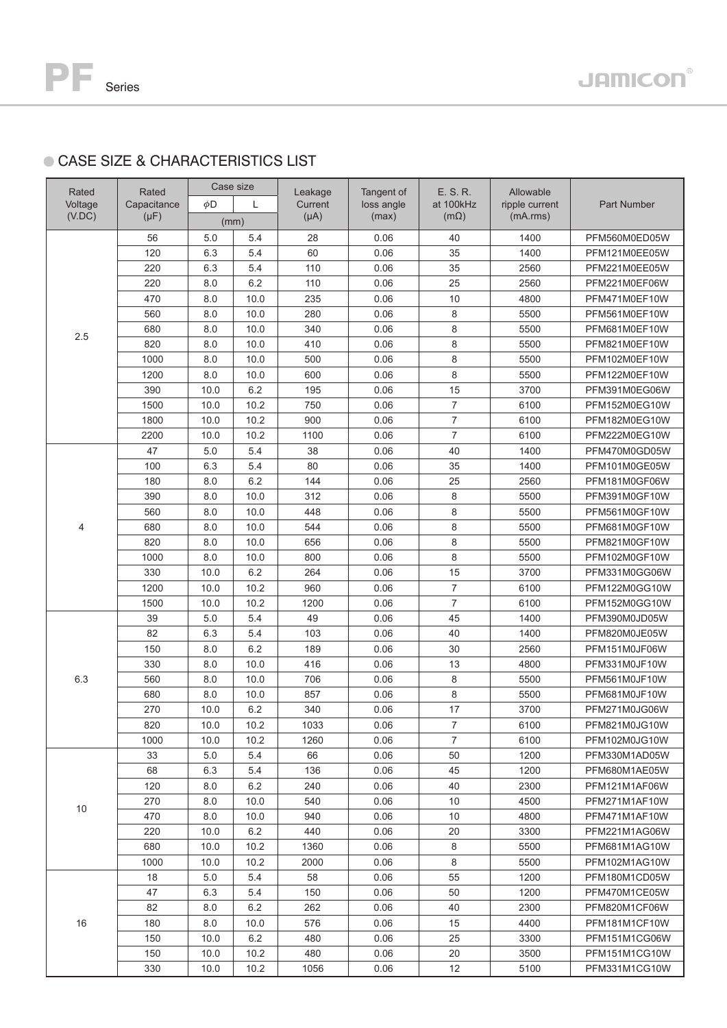## CASE SIZE & CHARACTERISTICS LIST

| Rated Voltage (V.DC) | Rated Capacitance (μF) | Case size φD (mm) | Case size L (mm) | Leakage Current (μA) | Tangent of loss angle (max) | E. S. R. at 100kHz (mΩ) | Allowable ripple current (mA.rms) | Part Number |
|---|---|---|---|---|---|---|---|---|
| 2.5 | 56 | 5.0 | 5.4 | 28 | 0.06 | 40 | 1400 | PFM560M0ED05W |
| | 120 | 6.3 | 5.4 | 60 | 0.06 | 35 | 1400 | PFM121M0EE05W |
| | 220 | 6.3 | 5.4 | 110 | 0.06 | 35 | 2560 | PFM221M0EE05W |
| | 220 | 8.0 | 6.2 | 110 | 0.06 | 25 | 2560 | PFM221M0EF06W |
| | 470 | 8.0 | 10.0 | 235 | 0.06 | 10 | 4800 | PFM471M0EF10W |
| | 560 | 8.0 | 10.0 | 280 | 0.06 | 8 | 5500 | PFM561M0EF10W |
| | 680 | 8.0 | 10.0 | 340 | 0.06 | 8 | 5500 | PFM681M0EF10W |
| | 820 | 8.0 | 10.0 | 410 | 0.06 | 8 | 5500 | PFM821M0EF10W |
| | 1000 | 8.0 | 10.0 | 500 | 0.06 | 8 | 5500 | PFM102M0EF10W |
| | 1200 | 8.0 | 10.0 | 600 | 0.06 | 8 | 5500 | PFM122M0EF10W |
| | 390 | 10.0 | 6.2 | 195 | 0.06 | 15 | 3700 | PFM391M0EG06W |
| | 1500 | 10.0 | 10.2 | 750 | 0.06 | 7 | 6100 | PFM152M0EG10W |
| | 1800 | 10.0 | 10.2 | 900 | 0.06 | 7 | 6100 | PFM182M0EG10W |
| | 2200 | 10.0 | 10.2 | 1100 | 0.06 | 7 | 6100 | PFM222M0EG10W |
| 4 | 47 | 5.0 | 5.4 | 38 | 0.06 | 40 | 1400 | PFM470M0GD05W |
| | 100 | 6.3 | 5.4 | 80 | 0.06 | 35 | 1400 | PFM101M0GE05W |
| | 180 | 8.0 | 6.2 | 144 | 0.06 | 25 | 2560 | PFM181M0GF06W |
| | 390 | 8.0 | 10.0 | 312 | 0.06 | 8 | 5500 | PFM391M0GF10W |
| | 560 | 8.0 | 10.0 | 448 | 0.06 | 8 | 5500 | PFM561M0GF10W |
| | 680 | 8.0 | 10.0 | 544 | 0.06 | 8 | 5500 | PFM681M0GF10W |
| | 820 | 8.0 | 10.0 | 656 | 0.06 | 8 | 5500 | PFM821M0GF10W |
| | 1000 | 8.0 | 10.0 | 800 | 0.06 | 8 | 5500 | PFM102M0GF10W |
| | 330 | 10.0 | 6.2 | 264 | 0.06 | 15 | 3700 | PFM331M0GG06W |
| | 1200 | 10.0 | 10.2 | 960 | 0.06 | 7 | 6100 | PFM122M0GG10W |
| | 1500 | 10.0 | 10.2 | 1200 | 0.06 | 7 | 6100 | PFM152M0GG10W |
| 6.3 | 39 | 5.0 | 5.4 | 49 | 0.06 | 45 | 1400 | PFM390M0JD05W |
| | 82 | 6.3 | 5.4 | 103 | 0.06 | 40 | 1400 | PFM820M0JE05W |
| | 150 | 8.0 | 6.2 | 189 | 0.06 | 30 | 2560 | PFM151M0JF06W |
| | 330 | 8.0 | 10.0 | 416 | 0.06 | 13 | 4800 | PFM331M0JF10W |
| | 560 | 8.0 | 10.0 | 706 | 0.06 | 8 | 5500 | PFM561M0JF10W |
| | 680 | 8.0 | 10.0 | 857 | 0.06 | 8 | 5500 | PFM681M0JF10W |
| | 270 | 10.0 | 6.2 | 340 | 0.06 | 17 | 3700 | PFM271M0JG06W |
| | 820 | 10.0 | 10.2 | 1033 | 0.06 | 7 | 6100 | PFM821M0JG10W |
| | 1000 | 10.0 | 10.2 | 1260 | 0.06 | 7 | 6100 | PFM102M0JG10W |
| 10 | 33 | 5.0 | 5.4 | 66 | 0.06 | 50 | 1200 | PFM330M1AD05W |
| | 68 | 6.3 | 5.4 | 136 | 0.06 | 45 | 1200 | PFM680M1AE05W |
| | 120 | 8.0 | 6.2 | 240 | 0.06 | 40 | 2300 | PFM121M1AF06W |
| | 270 | 8.0 | 10.0 | 540 | 0.06 | 10 | 4500 | PFM271M1AF10W |
| | 470 | 8.0 | 10.0 | 940 | 0.06 | 10 | 4800 | PFM471M1AF10W |
| | 220 | 10.0 | 6.2 | 440 | 0.06 | 20 | 3300 | PFM221M1AG06W |
| | 680 | 10.0 | 10.2 | 1360 | 0.06 | 8 | 5500 | PFM681M1AG10W |
| | 1000 | 10.0 | 10.2 | 2000 | 0.06 | 8 | 5500 | PFM102M1AG10W |
| 16 | 18 | 5.0 | 5.4 | 58 | 0.06 | 55 | 1200 | PFM180M1CD05W |
| | 47 | 6.3 | 5.4 | 150 | 0.06 | 50 | 1200 | PFM470M1CE05W |
| | 82 | 8.0 | 6.2 | 262 | 0.06 | 40 | 2300 | PFM820M1CF06W |
| | 180 | 8.0 | 10.0 | 576 | 0.06 | 15 | 4400 | PFM181M1CF10W |
| | 150 | 10.0 | 6.2 | 480 | 0.06 | 25 | 3300 | PFM151M1CG06W |
| | 150 | 10.0 | 10.2 | 480 | 0.06 | 20 | 3500 | PFM151M1CG10W |
| | 330 | 10.0 | 10.2 | 1056 | 0.06 | 12 | 5100 | PFM331M1CG10W |